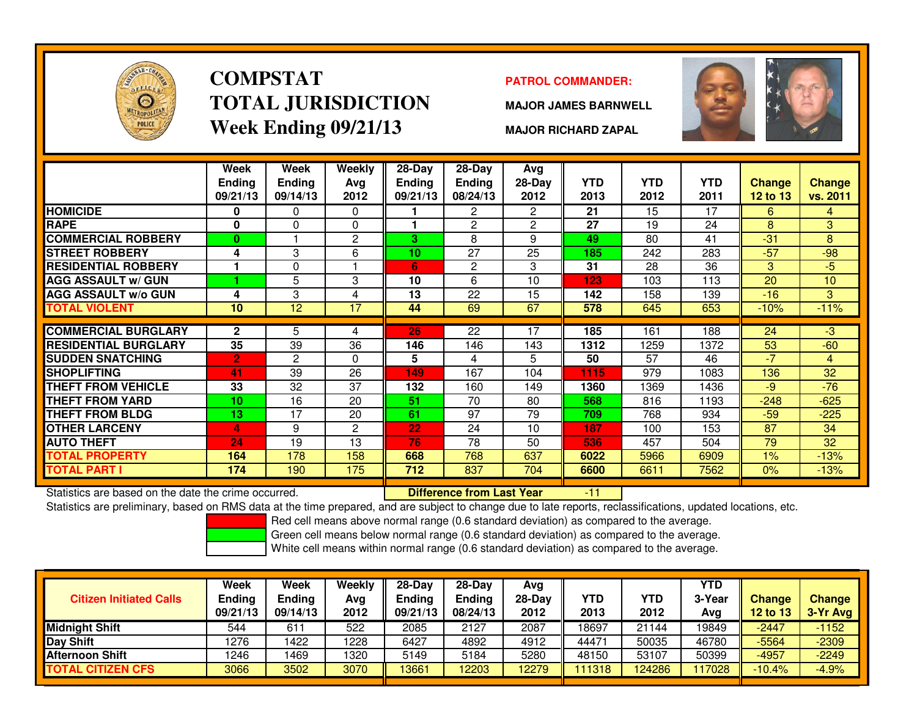# COMPSTAT
# TOTAL JURISDICTION
## Week Ending 09/21/13

**PATROL COMMANDER:**

**MAJOR JAMES BARNWELL**

**MAJOR RICHARD ZAPAL**

| | Week Ending 09/21/13 | Week Ending 09/14/13 | Weekly Avg 2012 | 28-Day Ending 09/21/13 | 28-Day Ending 08/24/13 | Avg 28-Day 2012 | YTD 2013 | YTD 2012 | YTD 2011 | Change 12 to 13 | Change vs. 2011 |
|---|---|---|---|---|---|---|---|---|---|---|---|
| **HOMICIDE** | 0 | 0 | 0 | 1 | 2 | 2 | 21 | 15 | 17 | 6 | 4 |
| **RAPE** | 0 | 0 | 0 | 1 | 2 | 2 | 27 | 19 | 24 | 8 | 3 |
| **COMMERCIAL ROBBERY** | 0 | 1 | 2 | 3 | 8 | 9 | 49 | 80 | 41 | -31 | 8 |
| **STREET ROBBERY** | 4 | 3 | 6 | 10 | 27 | 25 | 185 | 242 | 283 | -57 | -98 |
| **RESIDENTIAL ROBBERY** | 1 | 0 | 1 | 6 | 2 | 3 | 31 | 28 | 36 | 3 | -5 |
| **AGG ASSAULT w/ GUN** | 1 | 5 | 3 | 10 | 6 | 10 | 123 | 103 | 113 | 20 | 10 |
| **AGG ASSAULT w/o GUN** | 4 | 3 | 4 | 13 | 22 | 15 | 142 | 158 | 139 | -16 | 3 |
| **TOTAL VIOLENT** | 10 | 12 | 17 | 44 | 69 | 67 | 578 | 645 | 653 | -10% | -11% |
| **COMMERCIAL BURGLARY** | 2 | 5 | 4 | 26 | 22 | 17 | 185 | 161 | 188 | 24 | -3 |
| **RESIDENTIAL BURGLARY** | 35 | 39 | 36 | 146 | 146 | 143 | 1312 | 1259 | 1372 | 53 | -60 |
| **SUDDEN SNATCHING** | 2 | 2 | 0 | 5 | 4 | 5 | 50 | 57 | 46 | -7 | 4 |
| **SHOPLIFTING** | 41 | 39 | 26 | 149 | 167 | 104 | 1115 | 979 | 1083 | 136 | 32 |
| **THEFT FROM VEHICLE** | 33 | 32 | 37 | 132 | 160 | 149 | 1360 | 1369 | 1436 | -9 | -76 |
| **THEFT FROM YARD** | 10 | 16 | 20 | 51 | 70 | 80 | 568 | 816 | 1193 | -248 | -625 |
| **THEFT FROM BLDG** | 13 | 17 | 20 | 61 | 97 | 79 | 709 | 768 | 934 | -59 | -225 |
| **OTHER LARCENY** | 4 | 9 | 2 | 22 | 24 | 10 | 187 | 100 | 153 | 87 | 34 |
| **AUTO THEFT** | 24 | 19 | 13 | 76 | 78 | 50 | 536 | 457 | 504 | 79 | 32 |
| **TOTAL PROPERTY** | 164 | 178 | 158 | 668 | 768 | 637 | 6022 | 5966 | 6909 | 1% | -13% |
| **TOTAL PART I** | 174 | 190 | 175 | 712 | 837 | 704 | 6600 | 6611 | 7562 | 0% | -13% |

Statistics are based on the date the crime occurred. **Difference from Last Year** -11

Statistics are preliminary, based on RMS data at the time prepared, and are subject to change due to late reports, reclassifications, updated locations, etc.

Red cell means above normal range (0.6 standard deviation) as compared to the average.
Green cell means below normal range (0.6 standard deviation) as compared to the average.
White cell means within normal range (0.6 standard deviation) as compared to the average.

| Citizen Initiated Calls | Week Ending 09/21/13 | Week Ending 09/14/13 | Weekly Avg 2012 | 28-Day Ending 09/21/13 | 28-Day Ending 08/24/13 | Avg 28-Day 2012 | YTD 2013 | YTD 2012 | YTD 3-Year Avg | Change 12 to 13 | Change 3-Yr Avg |
|---|---|---|---|---|---|---|---|---|---|---|---|
| **Midnight Shift** | 544 | 611 | 522 | 2085 | 2127 | 2087 | 18697 | 21144 | 19849 | -2447 | -1152 |
| **Day Shift** | 1276 | 1422 | 1228 | 6427 | 4892 | 4912 | 44471 | 50035 | 46780 | -5564 | -2309 |
| **Afternoon Shift** | 1246 | 1469 | 1320 | 5149 | 5184 | 5280 | 48150 | 53107 | 50399 | -4957 | -2249 |
| **TOTAL CITIZEN CFS** | 3066 | 3502 | 3070 | 13661 | 12203 | 12279 | 111318 | 124286 | 117028 | -10.4% | -4.9% |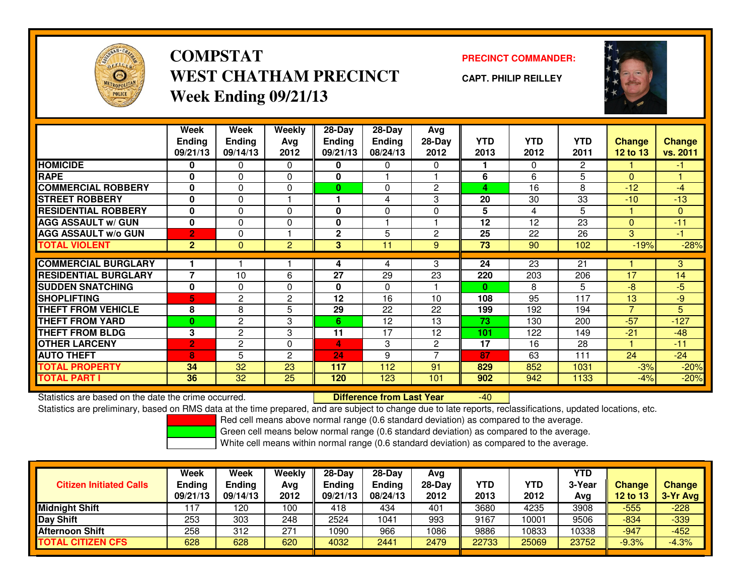# COMPSTAT
# WEST CHATHAM PRECINCT
## Week Ending 09/21/13

**PRECINCT COMMANDER:**

**CAPT. PHILIP REILLEY**

| | Week Ending 09/21/13 | Week Ending 09/14/13 | Weekly Avg 2012 | 28-Day Ending 09/21/13 | 28-Day Ending 08/24/13 | Avg 28-Day 2012 | YTD 2013 | YTD 2012 | YTD 2011 | Change 12 to 13 | Change vs. 2011 |
|---|---|---|---|---|---|---|---|---|---|---|---|
| HOMICIDE | 0 | 0 | 0 | 0 | 0 | 0 | 1 | 0 | 2 | 1 | -1 |
| RAPE | 0 | 0 | 0 | 0 | 1 | 1 | 6 | 6 | 5 | 0 | 1 |
| COMMERCIAL ROBBERY | 0 | 0 | 0 | 0 | 0 | 2 | 4 | 16 | 8 | -12 | -4 |
| STREET ROBBERY | 0 | 0 | 1 | 1 | 4 | 3 | 20 | 30 | 33 | -10 | -13 |
| RESIDENTIAL ROBBERY | 0 | 0 | 0 | 0 | 0 | 0 | 5 | 4 | 5 | 1 | 0 |
| AGG ASSAULT w/ GUN | 0 | 0 | 0 | 0 | 1 | 1 | 12 | 12 | 23 | 0 | -11 |
| AGG ASSAULT w/o GUN | 2 | 0 | 1 | 2 | 5 | 2 | 25 | 22 | 26 | 3 | -1 |
| TOTAL VIOLENT | 2 | 0 | 2 | 3 | 11 | 9 | 73 | 90 | 102 | -19% | -28% |
| COMMERCIAL BURGLARY | 1 | 1 | 1 | 4 | 4 | 3 | 24 | 23 | 21 | 1 | 3 |
| RESIDENTIAL BURGLARY | 7 | 10 | 6 | 27 | 29 | 23 | 220 | 203 | 206 | 17 | 14 |
| SUDDEN SNATCHING | 0 | 0 | 0 | 0 | 0 | 1 | 0 | 8 | 5 | -8 | -5 |
| SHOPLIFTING | 5 | 2 | 2 | 12 | 16 | 10 | 108 | 95 | 117 | 13 | -9 |
| THEFT FROM VEHICLE | 8 | 8 | 5 | 29 | 22 | 22 | 199 | 192 | 194 | 7 | 5 |
| THEFT FROM YARD | 0 | 2 | 3 | 6 | 12 | 13 | 73 | 130 | 200 | -57 | -127 |
| THEFT FROM BLDG | 3 | 2 | 3 | 11 | 17 | 12 | 101 | 122 | 149 | -21 | -48 |
| OTHER LARCENY | 2 | 2 | 0 | 4 | 3 | 2 | 17 | 16 | 28 | 1 | -11 |
| AUTO THEFT | 8 | 5 | 2 | 24 | 9 | 7 | 87 | 63 | 111 | 24 | -24 |
| TOTAL PROPERTY | 34 | 32 | 23 | 117 | 112 | 91 | 829 | 852 | 1031 | -3% | -20% |
| TOTAL PART I | 36 | 32 | 25 | 120 | 123 | 101 | 902 | 942 | 1133 | -4% | -20% |

Statistics are based on the date the crime occurred. **Difference from Last Year** -40

Statistics are preliminary, based on RMS data at the time prepared, and are subject to change due to late reports, reclassifications, updated locations, etc.

- Red cell means above normal range (0.6 standard deviation) as compared to the average.
- Green cell means below normal range (0.6 standard deviation) as compared to the average.
- White cell means within normal range (0.6 standard deviation) as compared to the average.

| Citizen Initiated Calls | Week Ending 09/21/13 | Week Ending 09/14/13 | Weekly Avg 2012 | 28-Day Ending 09/21/13 | 28-Day Ending 08/24/13 | Avg 28-Day 2012 | YTD 2013 | YTD 2012 | YTD 3-Year Avg | Change 12 to 13 | Change 3-Yr Avg |
|---|---|---|---|---|---|---|---|---|---|---|---|
| Midnight Shift | 117 | 120 | 100 | 418 | 434 | 401 | 3680 | 4235 | 3908 | -555 | -228 |
| Day Shift | 253 | 303 | 248 | 2524 | 1041 | 993 | 9167 | 10001 | 9506 | -834 | -339 |
| Afternoon Shift | 258 | 312 | 271 | 1090 | 966 | 1086 | 9886 | 10833 | 10338 | -947 | -452 |
| TOTAL CITIZEN CFS | 628 | 628 | 620 | 4032 | 2441 | 2479 | 22733 | 25069 | 23752 | -9.3% | -4.3% |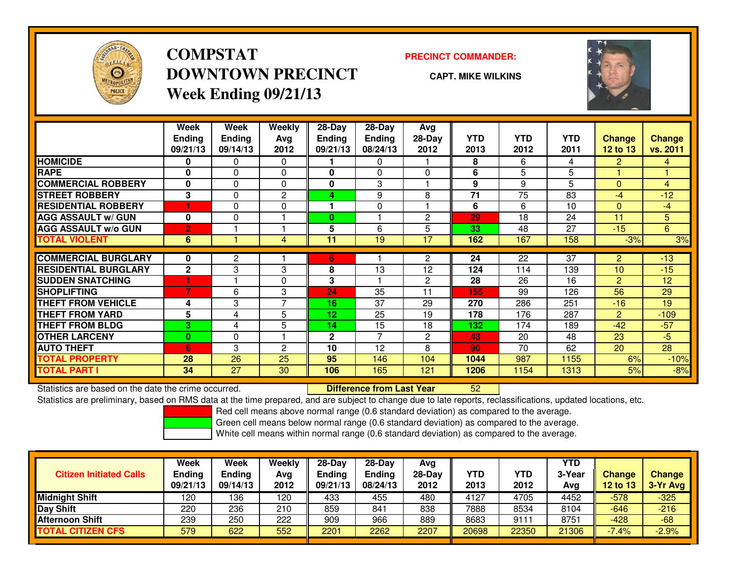# COMPSTAT
# DOWNTOWN PRECINCT
## Week Ending 09/21/13

**PRECINCT COMMANDER:**

**CAPT. MIKE WILKINS**

| | Week Ending 09/21/13 | Week Ending 09/14/13 | Weekly Avg 2012 | 28-Day Ending 09/21/13 | 28-Day Ending 08/24/13 | Avg 28-Day 2012 | YTD 2013 | YTD 2012 | YTD 2011 | Change 12 to 13 | Change vs. 2011 |
|---|---|---|---|---|---|---|---|---|---|---|---|
| HOMICIDE | 0 | 0 | 0 | 1 | 0 | 1 | 8 | 6 | 4 | 2 | 4 |
| RAPE | 0 | 0 | 0 | 0 | 0 | 0 | 6 | 5 | 5 | 1 | 1 |
| COMMERCIAL ROBBERY | 0 | 0 | 0 | 0 | 3 | 1 | 9 | 9 | 5 | 0 | 4 |
| STREET ROBBERY | 3 | 0 | 2 | 4 | 9 | 8 | 71 | 75 | 83 | -4 | -12 |
| RESIDENTIAL ROBBERY | 1 | 0 | 0 | 1 | 0 | 1 | 6 | 6 | 10 | 0 | -4 |
| AGG ASSAULT w/ GUN | 0 | 0 | 1 | 0 | 1 | 2 | 29 | 18 | 24 | 11 | 5 |
| AGG ASSAULT w/o GUN | 2 | 1 | 1 | 5 | 6 | 5 | 33 | 48 | 27 | -15 | 6 |
| TOTAL VIOLENT | 6 | 1 | 4 | 11 | 19 | 17 | 162 | 167 | 158 | -3% | 3% |
| COMMERCIAL BURGLARY | 0 | 2 | 1 | 6 | 1 | 2 | 24 | 22 | 37 | 2 | -13 |
| RESIDENTIAL BURGLARY | 2 | 3 | 3 | 8 | 13 | 12 | 124 | 114 | 139 | 10 | -15 |
| SUDDEN SNATCHING | 1 | 1 | 0 | 3 | 1 | 2 | 28 | 26 | 16 | 2 | 12 |
| SHOPLIFTING | 7 | 6 | 3 | 24 | 35 | 11 | 155 | 99 | 126 | 56 | 29 |
| THEFT FROM VEHICLE | 4 | 3 | 7 | 16 | 37 | 29 | 270 | 286 | 251 | -16 | 19 |
| THEFT FROM YARD | 5 | 4 | 5 | 12 | 25 | 19 | 178 | 176 | 287 | 2 | -109 |
| THEFT FROM BLDG | 3 | 4 | 5 | 14 | 15 | 18 | 132 | 174 | 189 | -42 | -57 |
| OTHER LARCENY | 0 | 0 | 1 | 2 | 7 | 2 | 43 | 20 | 48 | 23 | -5 |
| AUTO THEFT | 6 | 3 | 2 | 10 | 12 | 8 | 90 | 70 | 62 | 20 | 28 |
| TOTAL PROPERTY | 28 | 26 | 25 | 95 | 146 | 104 | 1044 | 987 | 1155 | 6% | -10% |
| TOTAL PART I | 34 | 27 | 30 | 106 | 165 | 121 | 1206 | 1154 | 1313 | 5% | -8% |

Statistics are based on the date the crime occurred. **Difference from Last Year** 52

Statistics are preliminary, based on RMS data at the time prepared, and are subject to change due to late reports, reclassifications, updated locations, etc.

Red cell means above normal range (0.6 standard deviation) as compared to the average.

Green cell means below normal range (0.6 standard deviation) as compared to the average.

White cell means within normal range (0.6 standard deviation) as compared to the average.

| Citizen Initiated Calls | Week Ending 09/21/13 | Week Ending 09/14/13 | Weekly Avg 2012 | 28-Day Ending 09/21/13 | 28-Day Ending 08/24/13 | Avg 28-Day 2012 | YTD 2013 | YTD 2012 | YTD 3-Year Avg | Change 12 to 13 | Change 3-Yr Avg |
|---|---|---|---|---|---|---|---|---|---|---|---|
| Midnight Shift | 120 | 136 | 120 | 433 | 455 | 480 | 4127 | 4705 | 4452 | -578 | -325 |
| Day Shift | 220 | 236 | 210 | 859 | 841 | 838 | 7888 | 8534 | 8104 | -646 | -216 |
| Afternoon Shift | 239 | 250 | 222 | 909 | 966 | 889 | 8683 | 9111 | 8751 | -428 | -68 |
| TOTAL CITIZEN CFS | 579 | 622 | 552 | 2201 | 2262 | 2207 | 20698 | 22350 | 21306 | -7.4% | -2.9% |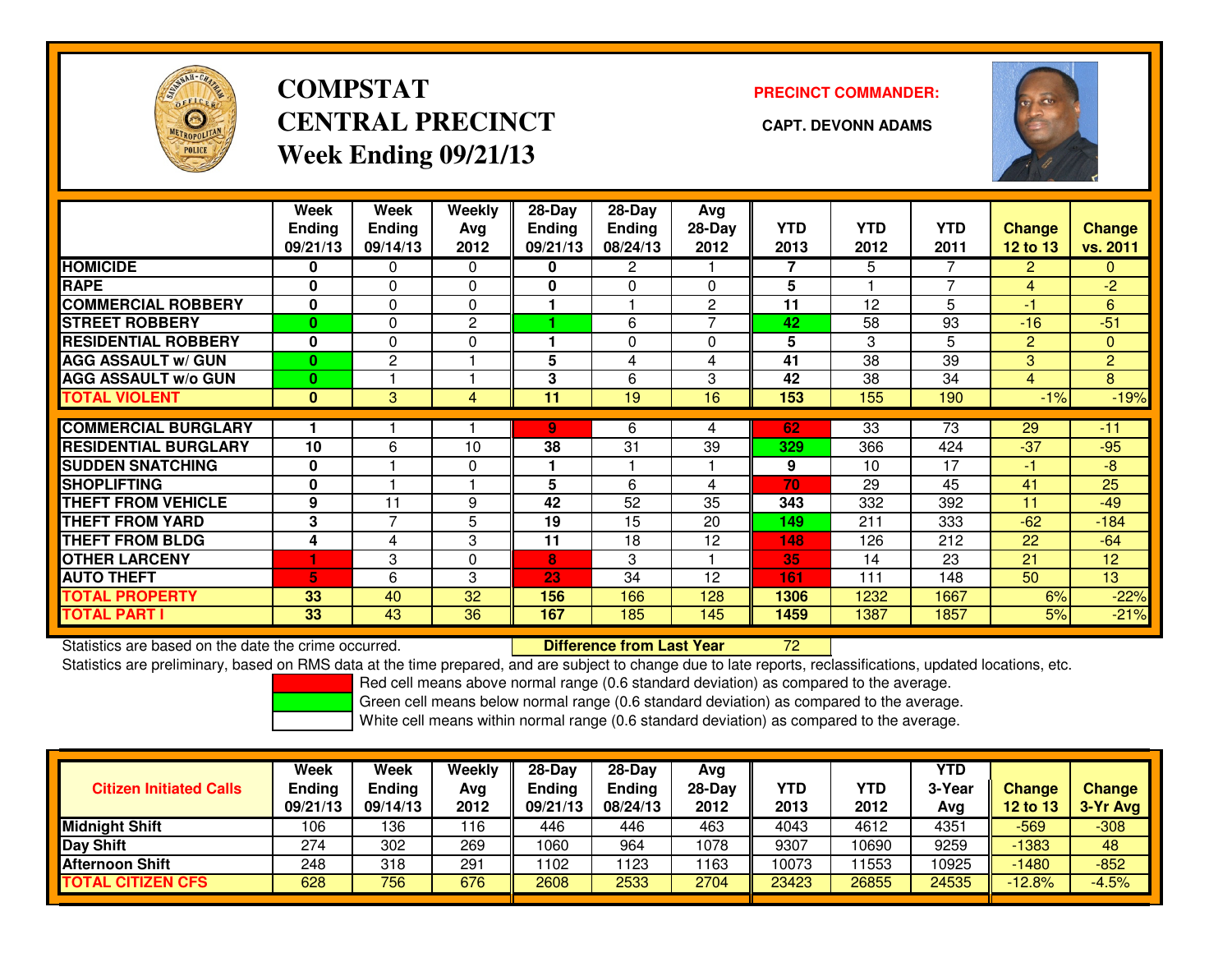# COMPSTAT
# CENTRAL PRECINCT
## Week Ending 09/21/13

**PRECINCT COMMANDER:**

**CAPT. DEVONN ADAMS**

| | Week Ending 09/21/13 | Week Ending 09/14/13 | Weekly Avg 2012 | 28-Day Ending 09/21/13 | 28-Day Ending 08/24/13 | Avg 28-Day 2012 | YTD 2013 | YTD 2012 | YTD 2011 | Change 12 to 13 | Change vs. 2011 |
|---|---|---|---|---|---|---|---|---|---|---|---|
| HOMICIDE | 0 | 0 | 0 | 0 | 2 | 1 | 7 | 5 | 7 | 2 | 0 |
| RAPE | 0 | 0 | 0 | 0 | 0 | 0 | 5 | 1 | 7 | 4 | -2 |
| COMMERCIAL ROBBERY | 0 | 0 | 0 | 1 | 1 | 2 | 11 | 12 | 5 | -1 | 6 |
| STREET ROBBERY | 0 | 0 | 2 | 1 | 6 | 7 | 42 | 58 | 93 | -16 | -51 |
| RESIDENTIAL ROBBERY | 0 | 0 | 0 | 1 | 0 | 0 | 5 | 3 | 5 | 2 | 0 |
| AGG ASSAULT w/ GUN | 0 | 2 | 1 | 5 | 4 | 4 | 41 | 38 | 39 | 3 | 2 |
| AGG ASSAULT w/o GUN | 0 | 1 | 1 | 3 | 6 | 3 | 42 | 38 | 34 | 4 | 8 |
| **TOTAL VIOLENT** | 0 | 3 | 4 | 11 | 19 | 16 | 153 | 155 | 190 | -1% | -19% |
| COMMERCIAL BURGLARY | 1 | 1 | 1 | 9 | 6 | 4 | 62 | 33 | 73 | 29 | -11 |
| RESIDENTIAL BURGLARY | 10 | 6 | 10 | 38 | 31 | 39 | 329 | 366 | 424 | -37 | -95 |
| SUDDEN SNATCHING | 0 | 1 | 0 | 1 | 1 | 1 | 9 | 10 | 17 | -1 | -8 |
| SHOPLIFTING | 0 | 1 | 1 | 5 | 6 | 4 | 70 | 29 | 45 | 41 | 25 |
| THEFT FROM VEHICLE | 9 | 11 | 9 | 42 | 52 | 35 | 343 | 332 | 392 | 11 | -49 |
| THEFT FROM YARD | 3 | 7 | 5 | 19 | 15 | 20 | 149 | 211 | 333 | -62 | -184 |
| THEFT FROM BLDG | 4 | 4 | 3 | 11 | 18 | 12 | 148 | 126 | 212 | 22 | -64 |
| OTHER LARCENY | 1 | 3 | 0 | 8 | 3 | 1 | 35 | 14 | 23 | 21 | 12 |
| AUTO THEFT | 5 | 6 | 3 | 23 | 34 | 12 | 161 | 111 | 148 | 50 | 13 |
| **TOTAL PROPERTY** | 33 | 40 | 32 | 156 | 166 | 128 | 1306 | 1232 | 1667 | 6% | -22% |
| **TOTAL PART I** | 33 | 43 | 36 | 167 | 185 | 145 | 1459 | 1387 | 1857 | 5% | -21% |

Statistics are based on the date the crime occurred. **Difference from Last Year** 72

Statistics are preliminary, based on RMS data at the time prepared, and are subject to change due to late reports, reclassifications, updated locations, etc.

Red cell means above normal range (0.6 standard deviation) as compared to the average.
Green cell means below normal range (0.6 standard deviation) as compared to the average.
White cell means within normal range (0.6 standard deviation) as compared to the average.

| Citizen Initiated Calls | Week Ending 09/21/13 | Week Ending 09/14/13 | Weekly Avg 2012 | 28-Day Ending 09/21/13 | 28-Day Ending 08/24/13 | Avg 28-Day 2012 | YTD 2013 | YTD 2012 | YTD 3-Year Avg | Change 12 to 13 | Change 3-Yr Avg |
|---|---|---|---|---|---|---|---|---|---|---|---|
| Midnight Shift | 106 | 136 | 116 | 446 | 446 | 463 | 4043 | 4612 | 4351 | -569 | -308 |
| Day Shift | 274 | 302 | 269 | 1060 | 964 | 1078 | 9307 | 10690 | 9259 | -1383 | 48 |
| Afternoon Shift | 248 | 318 | 291 | 1102 | 1123 | 1163 | 10073 | 11553 | 10925 | -1480 | -852 |
| **TOTAL CITIZEN CFS** | 628 | 756 | 676 | 2608 | 2533 | 2704 | 23423 | 26855 | 24535 | -12.8% | -4.5% |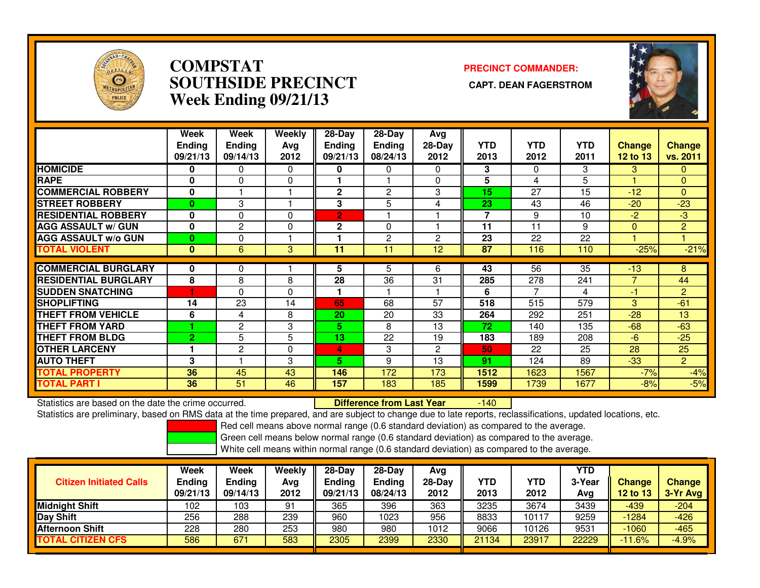# COMPSTAT
# SOUTHSIDE PRECINCT
## Week Ending 09/21/13

**PRECINCT COMMANDER:**

**CAPT. DEAN FAGERSTROM**

| | Week Ending 09/21/13 | Week Ending 09/14/13 | Weekly Avg 2012 | 28-Day Ending 09/21/13 | 28-Day Ending 08/24/13 | Avg 28-Day 2012 | YTD 2013 | YTD 2012 | YTD 2011 | Change 12 to 13 | Change vs. 2011 |
|---|---|---|---|---|---|---|---|---|---|---|---|
| HOMICIDE | 0 | 0 | 0 | 0 | 0 | 0 | 3 | 0 | 3 | 3 | 0 |
| RAPE | 0 | 0 | 0 | 1 | 1 | 0 | 5 | 4 | 5 | 1 | 0 |
| COMMERCIAL ROBBERY | 0 | 1 | 1 | 2 | 2 | 3 | 15 | 27 | 15 | -12 | 0 |
| STREET ROBBERY | 0 | 3 | 1 | 3 | 5 | 4 | 23 | 43 | 46 | -20 | -23 |
| RESIDENTIAL ROBBERY | 0 | 0 | 0 | 2 | 1 | 1 | 7 | 9 | 10 | -2 | -3 |
| AGG ASSAULT w/ GUN | 0 | 2 | 0 | 2 | 0 | 1 | 11 | 11 | 9 | 0 | 2 |
| AGG ASSAULT w/o GUN | 0 | 0 | 1 | 1 | 2 | 2 | 23 | 22 | 22 | 1 | 1 |
| TOTAL VIOLENT | 0 | 6 | 3 | 11 | 11 | 12 | 87 | 116 | 110 | -25% | -21% |
| COMMERCIAL BURGLARY | 0 | 0 | 1 | 5 | 5 | 6 | 43 | 56 | 35 | -13 | 8 |
| RESIDENTIAL BURGLARY | 8 | 8 | 8 | 28 | 36 | 31 | 285 | 278 | 241 | 7 | 44 |
| SUDDEN SNATCHING | 1 | 0 | 0 | 1 | 1 | 1 | 6 | 7 | 4 | -1 | 2 |
| SHOPLIFTING | 14 | 23 | 14 | 65 | 68 | 57 | 518 | 515 | 579 | 3 | -61 |
| THEFT FROM VEHICLE | 6 | 4 | 8 | 20 | 20 | 33 | 264 | 292 | 251 | -28 | 13 |
| THEFT FROM YARD | 1 | 2 | 3 | 5 | 8 | 13 | 72 | 140 | 135 | -68 | -63 |
| THEFT FROM BLDG | 2 | 5 | 5 | 13 | 22 | 19 | 183 | 189 | 208 | -6 | -25 |
| OTHER LARCENY | 1 | 2 | 0 | 4 | 3 | 2 | 50 | 22 | 25 | 28 | 25 |
| AUTO THEFT | 3 | 1 | 3 | 5 | 9 | 13 | 91 | 124 | 89 | -33 | 2 |
| TOTAL PROPERTY | 36 | 45 | 43 | 146 | 172 | 173 | 1512 | 1623 | 1567 | -7% | -4% |
| TOTAL PART I | 36 | 51 | 46 | 157 | 183 | 185 | 1599 | 1739 | 1677 | -8% | -5% |

Statistics are based on the date the crime occurred. **Difference from Last Year** -140

Statistics are preliminary, based on RMS data at the time prepared, and are subject to change due to late reports, reclassifications, updated locations, etc.

Red cell means above normal range (0.6 standard deviation) as compared to the average.
Green cell means below normal range (0.6 standard deviation) as compared to the average.
White cell means within normal range (0.6 standard deviation) as compared to the average.

| Citizen Initiated Calls | Week Ending 09/21/13 | Week Ending 09/14/13 | Weekly Avg 2012 | 28-Day Ending 09/21/13 | 28-Day Ending 08/24/13 | Avg 28-Day 2012 | YTD 2013 | YTD 2012 | YTD 3-Year Avg | Change 12 to 13 | Change 3-Yr Avg |
|---|---|---|---|---|---|---|---|---|---|---|---|
| Midnight Shift | 102 | 103 | 91 | 365 | 396 | 363 | 3235 | 3674 | 3439 | -439 | -204 |
| Day Shift | 256 | 288 | 239 | 960 | 1023 | 956 | 8833 | 10117 | 9259 | -1284 | -426 |
| Afternoon Shift | 228 | 280 | 253 | 980 | 980 | 1012 | 9066 | 10126 | 9531 | -1060 | -465 |
| TOTAL CITIZEN CFS | 586 | 671 | 583 | 2305 | 2399 | 2330 | 21134 | 23917 | 22229 | -11.6% | -4.9% |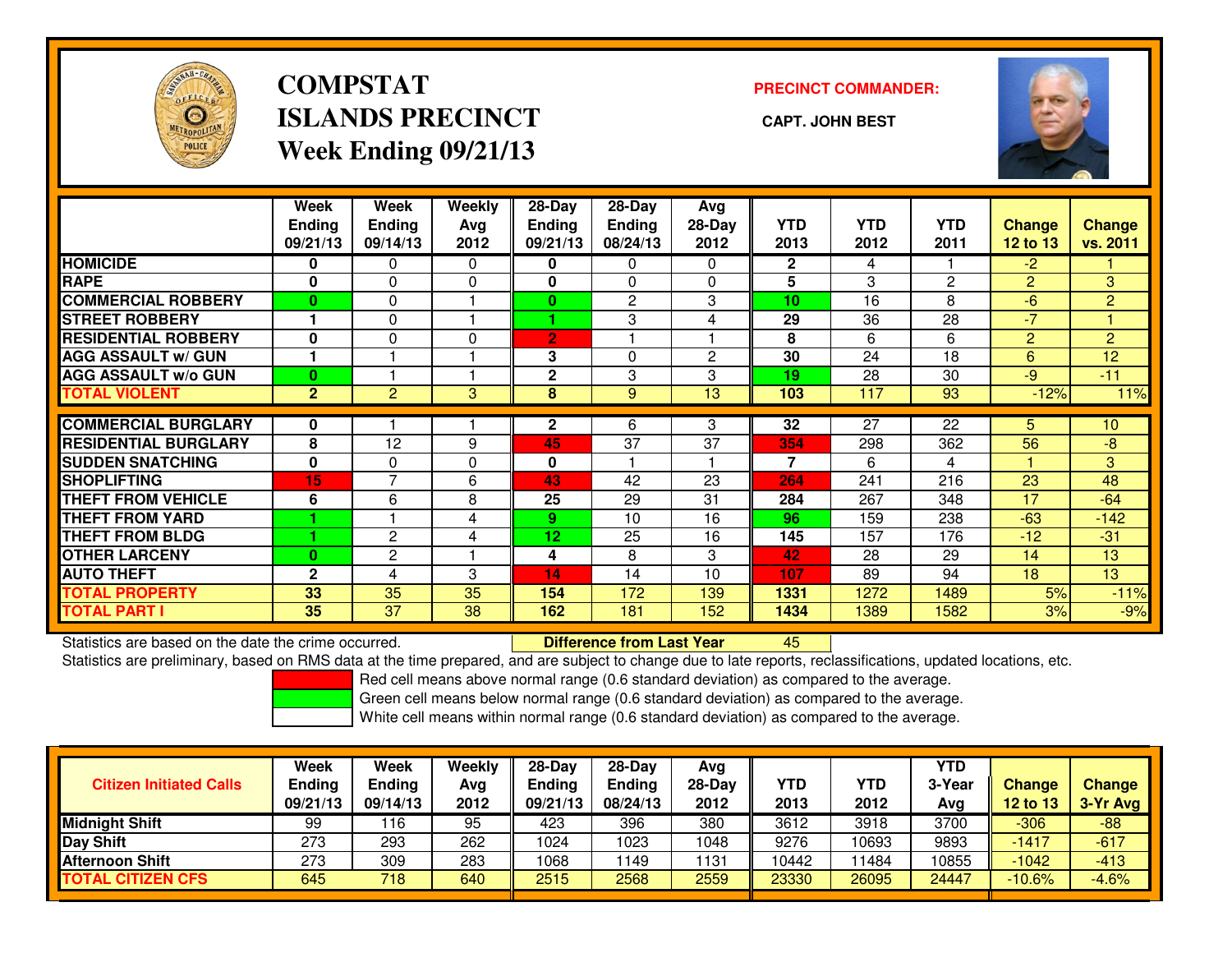# COMPSTAT ISLANDS PRECINCT Week Ending 09/21/13

**PRECINCT COMMANDER:**

**CAPT. JOHN BEST**

| | Week Ending 09/21/13 | Week Ending 09/14/13 | Weekly Avg 2012 | 28-Day Ending 09/21/13 | 28-Day Ending 08/24/13 | Avg 28-Day 2012 | YTD 2013 | YTD 2012 | YTD 2011 | Change 12 to 13 | Change vs. 2011 |
|---|---|---|---|---|---|---|---|---|---|---|---|
| HOMICIDE | 0 | 0 | 0 | 0 | 0 | 0 | 2 | 4 | 1 | -2 | 1 |
| RAPE | 0 | 0 | 0 | 0 | 0 | 0 | 5 | 3 | 2 | 2 | 3 |
| COMMERCIAL ROBBERY | 0 | 0 | 1 | 0 | 2 | 3 | 10 | 16 | 8 | -6 | 2 |
| STREET ROBBERY | 1 | 0 | 1 | 1 | 3 | 4 | 29 | 36 | 28 | -7 | 1 |
| RESIDENTIAL ROBBERY | 0 | 0 | 0 | 2 | 1 | 1 | 8 | 6 | 6 | 2 | 2 |
| AGG ASSAULT w/ GUN | 1 | 1 | 1 | 3 | 0 | 2 | 30 | 24 | 18 | 6 | 12 |
| AGG ASSAULT w/o GUN | 0 | 1 | 1 | 2 | 3 | 3 | 19 | 28 | 30 | -9 | -11 |
| TOTAL VIOLENT | 2 | 2 | 3 | 8 | 9 | 13 | 103 | 117 | 93 | -12% | 11% |
| COMMERCIAL BURGLARY | 0 | 1 | 1 | 2 | 6 | 3 | 32 | 27 | 22 | 5 | 10 |
| RESIDENTIAL BURGLARY | 8 | 12 | 9 | 45 | 37 | 37 | 354 | 298 | 362 | 56 | -8 |
| SUDDEN SNATCHING | 0 | 0 | 0 | 0 | 1 | 1 | 7 | 6 | 4 | 1 | 3 |
| SHOPLIFTING | 15 | 7 | 6 | 43 | 42 | 23 | 264 | 241 | 216 | 23 | 48 |
| THEFT FROM VEHICLE | 6 | 6 | 8 | 25 | 29 | 31 | 284 | 267 | 348 | 17 | -64 |
| THEFT FROM YARD | 1 | 1 | 4 | 9 | 10 | 16 | 96 | 159 | 238 | -63 | -142 |
| THEFT FROM BLDG | 1 | 2 | 4 | 12 | 25 | 16 | 145 | 157 | 176 | -12 | -31 |
| OTHER LARCENY | 0 | 2 | 1 | 4 | 8 | 3 | 42 | 28 | 29 | 14 | 13 |
| AUTO THEFT | 2 | 4 | 3 | 14 | 14 | 10 | 107 | 89 | 94 | 18 | 13 |
| TOTAL PROPERTY | 33 | 35 | 35 | 154 | 172 | 139 | 1331 | 1272 | 1489 | 5% | -11% |
| TOTAL PART I | 35 | 37 | 38 | 162 | 181 | 152 | 1434 | 1389 | 1582 | 3% | -9% |

Statistics are based on the date the crime occurred. **Difference from Last Year** 45

Statistics are preliminary, based on RMS data at the time prepared, and are subject to change due to late reports, reclassifications, updated locations, etc.

Red cell means above normal range (0.6 standard deviation) as compared to the average.

Green cell means below normal range (0.6 standard deviation) as compared to the average.

White cell means within normal range (0.6 standard deviation) as compared to the average.

| Citizen Initiated Calls | Week Ending 09/21/13 | Week Ending 09/14/13 | Weekly Avg 2012 | 28-Day Ending 09/21/13 | 28-Day Ending 08/24/13 | Avg 28-Day 2012 | YTD 2013 | YTD 2012 | YTD 3-Year Avg | Change 12 to 13 | Change 3-Yr Avg |
|---|---|---|---|---|---|---|---|---|---|---|---|
| Midnight Shift | 99 | 116 | 95 | 423 | 396 | 380 | 3612 | 3918 | 3700 | -306 | -88 |
| Day Shift | 273 | 293 | 262 | 1024 | 1023 | 1048 | 9276 | 10693 | 9893 | -1417 | -617 |
| Afternoon Shift | 273 | 309 | 283 | 1068 | 1149 | 1131 | 10442 | 11484 | 10855 | -1042 | -413 |
| TOTAL CITIZEN CFS | 645 | 718 | 640 | 2515 | 2568 | 2559 | 23330 | 26095 | 24447 | -10.6% | -4.6% |